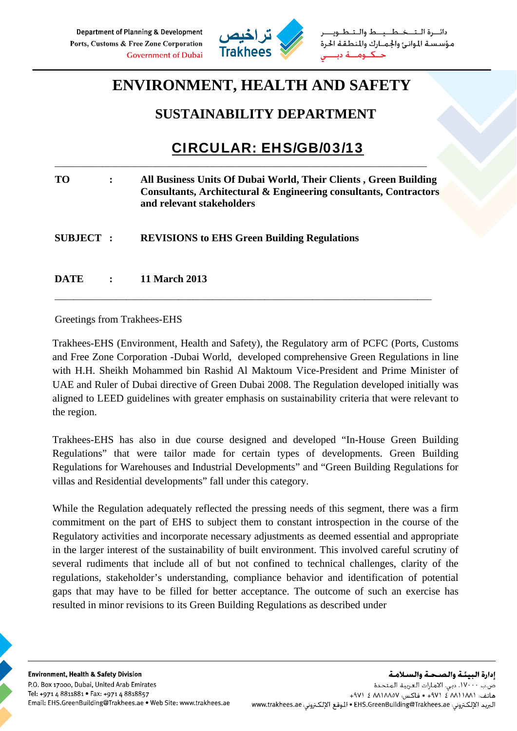# ENVIRONMENT, HEALTH AND SAFETY

## SUSTAINABILITY DEPARTMENT

## CIRCULAR: EHS/GB/03/13

---

| | | |
|---|---|---|
| **TO** | **:** | **All Business Units Of Dubai World, Their Clients , Green Building Consultants, Architectural & Engineering consultants, Contractors and relevant stakeholders** |
| **SUBJECT** | **:** | **REVISIONS to EHS Green Building Regulations** |
| **DATE** | **:** | **11 March 2013** |

---

Greetings from Trakhees-EHS

Trakhees-EHS (Environment, Health and Safety), the Regulatory arm of PCFC (Ports, Customs and Free Zone Corporation -Dubai World, developed comprehensive Green Regulations in line with H.H. Sheikh Mohammed bin Rashid Al Maktoum Vice-President and Prime Minister of UAE and Ruler of Dubai directive of Green Dubai 2008. The Regulation developed initially was aligned to LEED guidelines with greater emphasis on sustainability criteria that were relevant to the region.

Trakhees-EHS has also in due course designed and developed "In-House Green Building Regulations" that were tailor made for certain types of developments. Green Building Regulations for Warehouses and Industrial Developments" and "Green Building Regulations for villas and Residential developments" fall under this category.

While the Regulation adequately reflected the pressing needs of this segment, there was a firm commitment on the part of EHS to subject them to constant introspection in the course of the Regulatory activities and incorporate necessary adjustments as deemed essential and appropriate in the larger interest of the sustainability of built environment. This involved careful scrutiny of several rudiments that include all of but not confined to technical challenges, clarity of the regulations, stakeholder's understanding, compliance behavior and identification of potential gaps that may have to be filled for better acceptance. The outcome of such an exercise has resulted in minor revisions to its Green Building Regulations as described under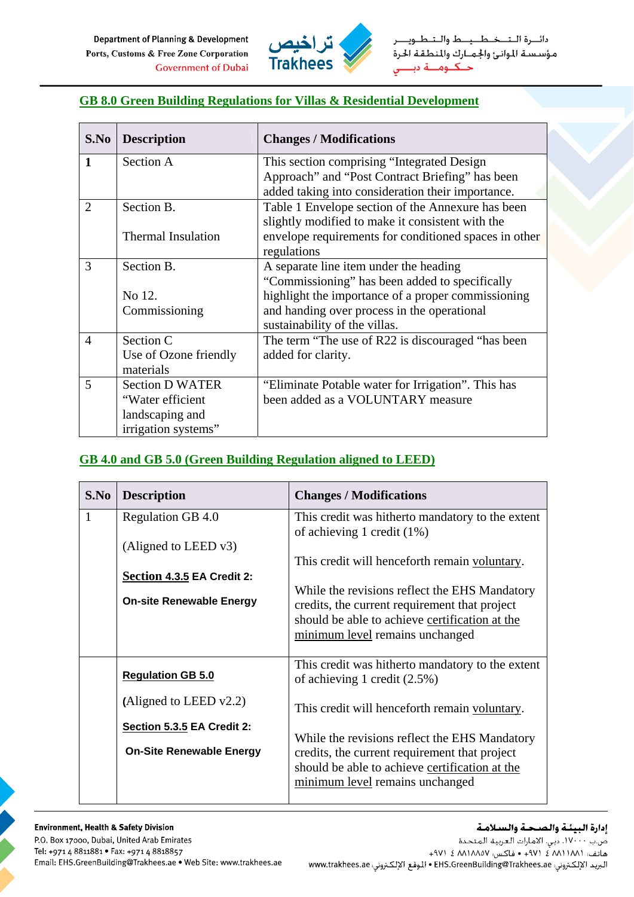## GB 8.0 Green Building Regulations for Villas & Residential Development

| S.No | Description | Changes / Modifications |
|---|---|---|
| **1** | Section A | This section comprising "Integrated Design Approach" and "Post Contract Briefing" has been added taking into consideration their importance. |
| 2 | Section B.<br><br>Thermal Insulation | Table 1 Envelope section of the Annexure has been slightly modified to make it consistent with the envelope requirements for conditioned spaces in other regulations |
| 3 | Section B.<br><br>No 12.<br>Commissioning | A separate line item under the heading "Commissioning" has been added to specifically highlight the importance of a proper commissioning and handing over process in the operational sustainability of the villas. |
| 4 | Section C<br>Use of Ozone friendly materials | The term "The use of R22 is discouraged "has been added for clarity. |
| 5 | Section D WATER<br>"Water efficient landscaping and irrigation systems" | "Eliminate Potable water for Irrigation". This has been added as a VOLUNTARY measure |

## GB 4.0 and GB 5.0 (Green Building Regulation aligned to LEED)

| S.No | Description | Changes / Modifications |
|---|---|---|
| 1 | Regulation GB 4.0<br><br>(Aligned to LEED v3)<br><br>**Section 4.3.5 EA Credit 2:**<br><br>**On-site Renewable Energy** | This credit was hitherto mandatory to the extent of achieving 1 credit (1%)<br><br>This credit will henceforth remain voluntary.<br><br>While the revisions reflect the EHS Mandatory credits, the current requirement that project should be able to achieve certification at the minimum level remains unchanged |
| | **Regulation GB 5.0**<br><br>(Aligned to LEED v2.2)<br><br>**Section 5.3.5 EA Credit 2:**<br><br>**On-Site Renewable Energy** | This credit was hitherto mandatory to the extent of achieving 1 credit (2.5%)<br><br>This credit will henceforth remain voluntary.<br><br>While the revisions reflect the EHS Mandatory credits, the current requirement that project should be able to achieve certification at the minimum level remains unchanged |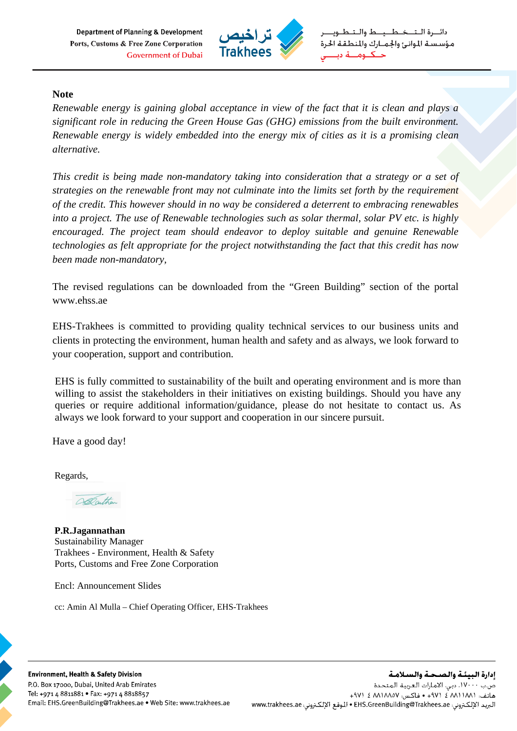**Note**

*Renewable energy is gaining global acceptance in view of the fact that it is clean and plays a significant role in reducing the Green House Gas (GHG) emissions from the built environment. Renewable energy is widely embedded into the energy mix of cities as it is a promising clean alternative.*

*This credit is being made non-mandatory taking into consideration that a strategy or a set of strategies on the renewable front may not culminate into the limits set forth by the requirement of the credit. This however should in no way be considered a deterrent to embracing renewables into a project. The use of Renewable technologies such as solar thermal, solar PV etc. is highly encouraged. The project team should endeavor to deploy suitable and genuine Renewable technologies as felt appropriate for the project notwithstanding the fact that this credit has now been made non-mandatory,*

The revised regulations can be downloaded from the "Green Building" section of the portal www.ehss.ae

EHS-Trakhees is committed to providing quality technical services to our business units and clients in protecting the environment, human health and safety and as always, we look forward to your cooperation, support and contribution.

EHS is fully committed to sustainability of the built and operating environment and is more than willing to assist the stakeholders in their initiatives on existing buildings. Should you have any queries or require additional information/guidance, please do not hesitate to contact us. As always we look forward to your support and cooperation in our sincere pursuit.

Have a good day!

Regards,

**P.R.Jagannathan**
Sustainability Manager
Trakhees - Environment, Health & Safety
Ports, Customs and Free Zone Corporation

Encl: Announcement Slides

cc: Amin Al Mulla – Chief Operating Officer, EHS-Trakhees